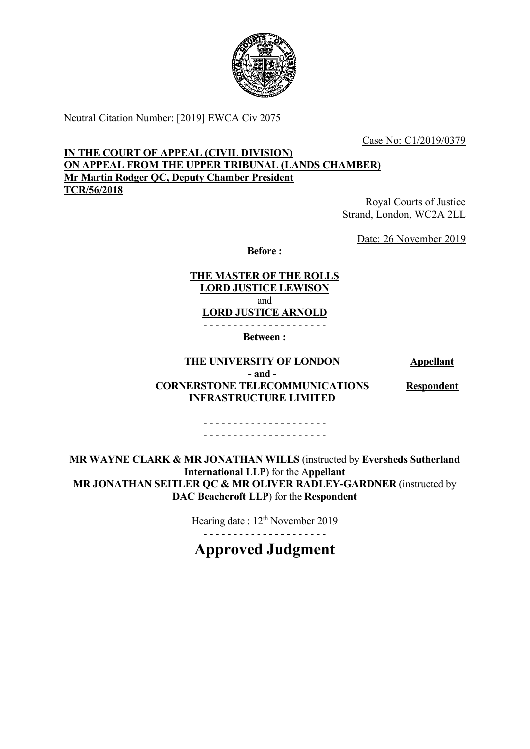Neutral Citation Number: [2019] EWCA Civ 2075

Case No: C1/2019/0379

**IN THE COURT OF APPEAL (CIVIL DIVISION)**
**ON APPEAL FROM THE UPPER TRIBUNAL (LANDS CHAMBER)**
**Mr Martin Rodger QC, Deputy Chamber President**
**TCR/56/2018**

Royal Courts of Justice
Strand, London, WC2A 2LL

Date: 26 November 2019

**Before :**

**THE MASTER OF THE ROLLS**
**LORD JUSTICE LEWISON**
and
**LORD JUSTICE ARNOLD**

- - - - - - - - - - - - - - - - - - - - -

**Between :**

| | |
|---|---|
| **THE UNIVERSITY OF LONDON** | **Appellant** |
| **- and -** | |
| **CORNERSTONE TELECOMMUNICATIONS INFRASTRUCTURE LIMITED** | **Respondent** |

- - - - - - - - - - - - - - - - - - - - -
- - - - - - - - - - - - - - - - - - - - -

**MR WAYNE CLARK & MR JONATHAN WILLS** (instructed by **Eversheds Sutherland International LLP**) for the **Appellant**
**MR JONATHAN SEITLER QC & MR OLIVER RADLEY-GARDNER** (instructed by **DAC Beachcroft LLP**) for the **Respondent**

Hearing date : 12th November 2019

- - - - - - - - - - - - - - - - - - - - -

# Approved Judgment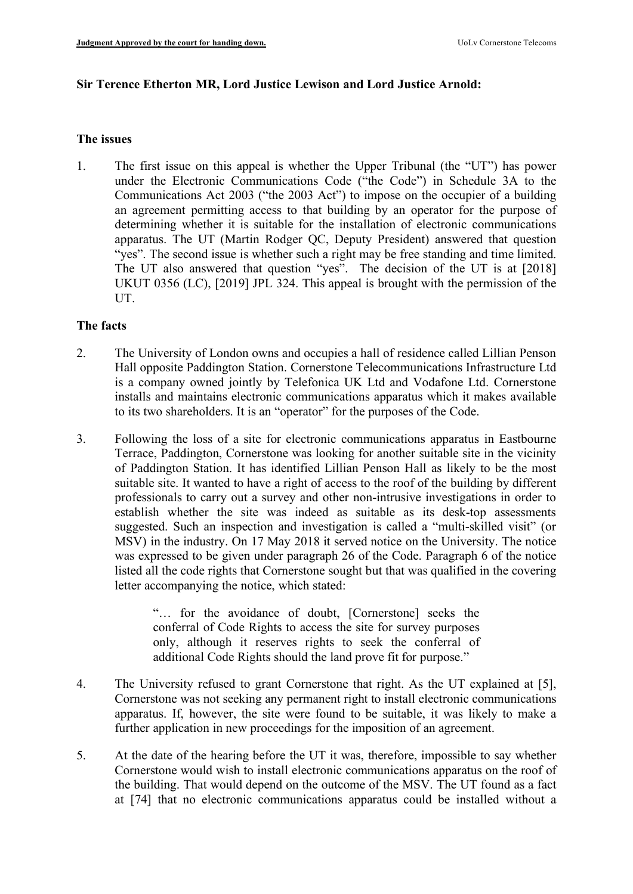**Sir Terence Etherton MR, Lord Justice Lewison and Lord Justice Arnold:**

## The issues

1. The first issue on this appeal is whether the Upper Tribunal (the "UT") has power under the Electronic Communications Code ("the Code") in Schedule 3A to the Communications Act 2003 ("the 2003 Act") to impose on the occupier of a building an agreement permitting access to that building by an operator for the purpose of determining whether it is suitable for the installation of electronic communications apparatus. The UT (Martin Rodger QC, Deputy President) answered that question "yes". The second issue is whether such a right may be free standing and time limited. The UT also answered that question "yes". The decision of the UT is at [2018] UKUT 0356 (LC), [2019] JPL 324. This appeal is brought with the permission of the UT.

## The facts

2. The University of London owns and occupies a hall of residence called Lillian Penson Hall opposite Paddington Station. Cornerstone Telecommunications Infrastructure Ltd is a company owned jointly by Telefonica UK Ltd and Vodafone Ltd. Cornerstone installs and maintains electronic communications apparatus which it makes available to its two shareholders. It is an "operator" for the purposes of the Code.

3. Following the loss of a site for electronic communications apparatus in Eastbourne Terrace, Paddington, Cornerstone was looking for another suitable site in the vicinity of Paddington Station. It has identified Lillian Penson Hall as likely to be the most suitable site. It wanted to have a right of access to the roof of the building by different professionals to carry out a survey and other non-intrusive investigations in order to establish whether the site was indeed as suitable as its desk-top assessments suggested. Such an inspection and investigation is called a "multi-skilled visit" (or MSV) in the industry. On 17 May 2018 it served notice on the University. The notice was expressed to be given under paragraph 26 of the Code. Paragraph 6 of the notice listed all the code rights that Cornerstone sought but that was qualified in the covering letter accompanying the notice, which stated:

   > "… for the avoidance of doubt, [Cornerstone] seeks the conferral of Code Rights to access the site for survey purposes only, although it reserves rights to seek the conferral of additional Code Rights should the land prove fit for purpose."

4. The University refused to grant Cornerstone that right. As the UT explained at [5], Cornerstone was not seeking any permanent right to install electronic communications apparatus. If, however, the site were found to be suitable, it was likely to make a further application in new proceedings for the imposition of an agreement.

5. At the date of the hearing before the UT it was, therefore, impossible to say whether Cornerstone would wish to install electronic communications apparatus on the roof of the building. That would depend on the outcome of the MSV. The UT found as a fact at [74] that no electronic communications apparatus could be installed without a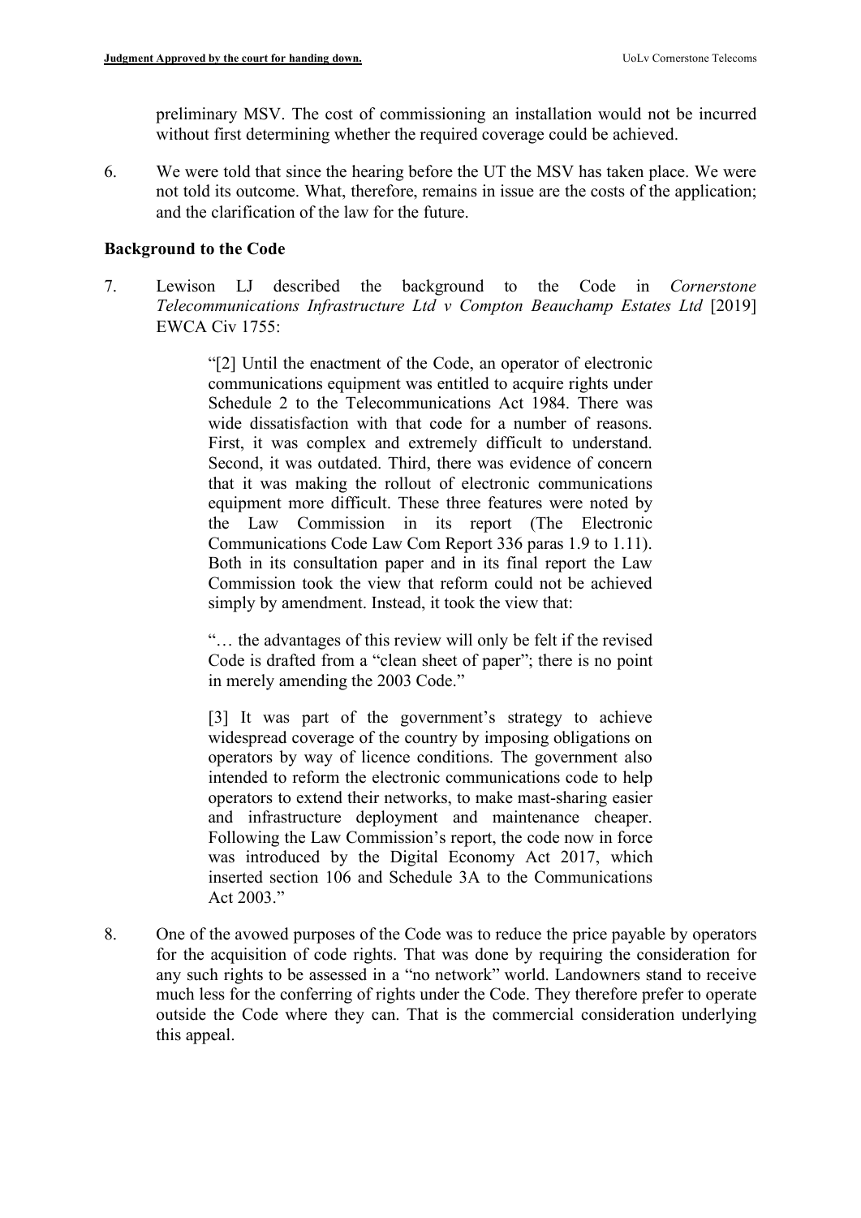preliminary MSV. The cost of commissioning an installation would not be incurred without first determining whether the required coverage could be achieved.

6. We were told that since the hearing before the UT the MSV has taken place. We were not told its outcome. What, therefore, remains in issue are the costs of the application; and the clarification of the law for the future.

**Background to the Code**

7. Lewison LJ described the background to the Code in *Cornerstone Telecommunications Infrastructure Ltd v Compton Beauchamp Estates Ltd* [2019] EWCA Civ 1755:

> "[2] Until the enactment of the Code, an operator of electronic communications equipment was entitled to acquire rights under Schedule 2 to the Telecommunications Act 1984. There was wide dissatisfaction with that code for a number of reasons. First, it was complex and extremely difficult to understand. Second, it was outdated. Third, there was evidence of concern that it was making the rollout of electronic communications equipment more difficult. These three features were noted by the Law Commission in its report (The Electronic Communications Code Law Com Report 336 paras 1.9 to 1.11). Both in its consultation paper and in its final report the Law Commission took the view that reform could not be achieved simply by amendment. Instead, it took the view that:
>
> "… the advantages of this review will only be felt if the revised Code is drafted from a "clean sheet of paper"; there is no point in merely amending the 2003 Code."
>
> [3] It was part of the government's strategy to achieve widespread coverage of the country by imposing obligations on operators by way of licence conditions. The government also intended to reform the electronic communications code to help operators to extend their networks, to make mast-sharing easier and infrastructure deployment and maintenance cheaper. Following the Law Commission's report, the code now in force was introduced by the Digital Economy Act 2017, which inserted section 106 and Schedule 3A to the Communications Act 2003."

8. One of the avowed purposes of the Code was to reduce the price payable by operators for the acquisition of code rights. That was done by requiring the consideration for any such rights to be assessed in a "no network" world. Landowners stand to receive much less for the conferring of rights under the Code. They therefore prefer to operate outside the Code where they can. That is the commercial consideration underlying this appeal.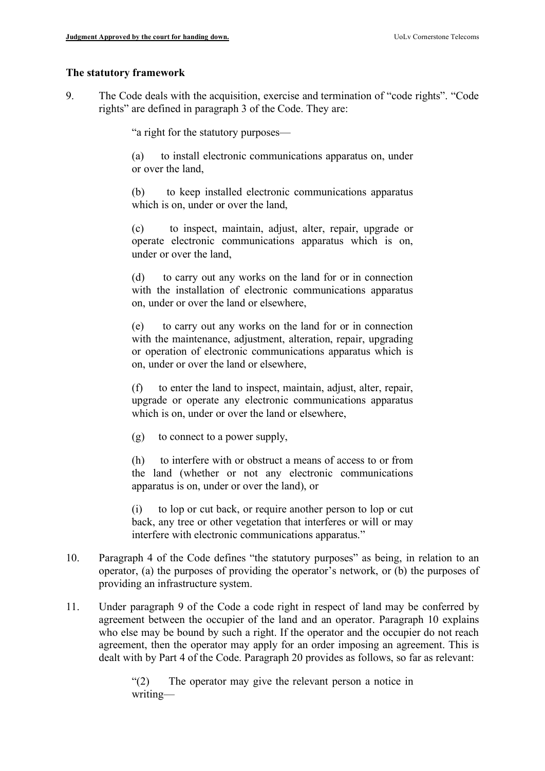**The statutory framework**

9. The Code deals with the acquisition, exercise and termination of "code rights". "Code rights" are defined in paragraph 3 of the Code. They are:

> "a right for the statutory purposes—
>
> (a) to install electronic communications apparatus on, under or over the land,
>
> (b) to keep installed electronic communications apparatus which is on, under or over the land,
>
> (c) to inspect, maintain, adjust, alter, repair, upgrade or operate electronic communications apparatus which is on, under or over the land,
>
> (d) to carry out any works on the land for or in connection with the installation of electronic communications apparatus on, under or over the land or elsewhere,
>
> (e) to carry out any works on the land for or in connection with the maintenance, adjustment, alteration, repair, upgrading or operation of electronic communications apparatus which is on, under or over the land or elsewhere,
>
> (f) to enter the land to inspect, maintain, adjust, alter, repair, upgrade or operate any electronic communications apparatus which is on, under or over the land or elsewhere,
>
> (g) to connect to a power supply,
>
> (h) to interfere with or obstruct a means of access to or from the land (whether or not any electronic communications apparatus is on, under or over the land), or
>
> (i) to lop or cut back, or require another person to lop or cut back, any tree or other vegetation that interferes or will or may interfere with electronic communications apparatus."

10. Paragraph 4 of the Code defines "the statutory purposes" as being, in relation to an operator, (a) the purposes of providing the operator's network, or (b) the purposes of providing an infrastructure system.

11. Under paragraph 9 of the Code a code right in respect of land may be conferred by agreement between the occupier of the land and an operator. Paragraph 10 explains who else may be bound by such a right. If the operator and the occupier do not reach agreement, then the operator may apply for an order imposing an agreement. This is dealt with by Part 4 of the Code. Paragraph 20 provides as follows, so far as relevant:

> "(2) The operator may give the relevant person a notice in writing—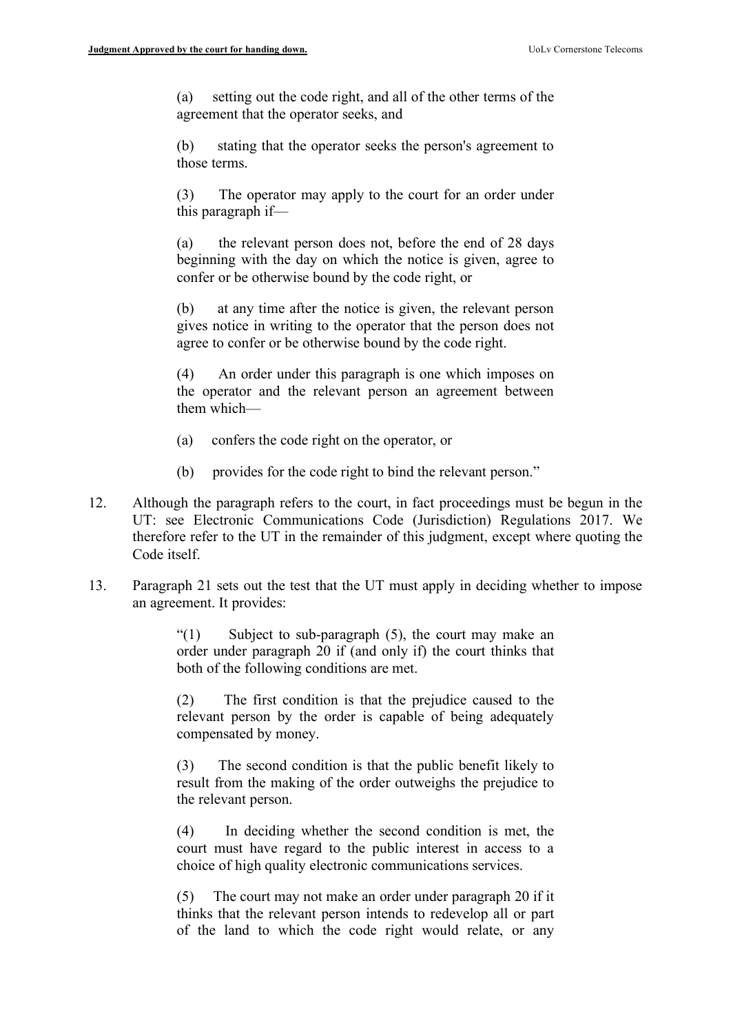> (a) setting out the code right, and all of the other terms of the agreement that the operator seeks, and
>
> (b) stating that the operator seeks the person's agreement to those terms.
>
> (3) The operator may apply to the court for an order under this paragraph if—
>
> (a) the relevant person does not, before the end of 28 days beginning with the day on which the notice is given, agree to confer or be otherwise bound by the code right, or
>
> (b) at any time after the notice is given, the relevant person gives notice in writing to the operator that the person does not agree to confer or be otherwise bound by the code right.
>
> (4) An order under this paragraph is one which imposes on the operator and the relevant person an agreement between them which—
>
> (a) confers the code right on the operator, or
>
> (b) provides for the code right to bind the relevant person."

12. Although the paragraph refers to the court, in fact proceedings must be begun in the UT: see Electronic Communications Code (Jurisdiction) Regulations 2017. We therefore refer to the UT in the remainder of this judgment, except where quoting the Code itself.

13. Paragraph 21 sets out the test that the UT must apply in deciding whether to impose an agreement. It provides:

> "(1) Subject to sub-paragraph (5), the court may make an order under paragraph 20 if (and only if) the court thinks that both of the following conditions are met.
>
> (2) The first condition is that the prejudice caused to the relevant person by the order is capable of being adequately compensated by money.
>
> (3) The second condition is that the public benefit likely to result from the making of the order outweighs the prejudice to the relevant person.
>
> (4) In deciding whether the second condition is met, the court must have regard to the public interest in access to a choice of high quality electronic communications services.
>
> (5) The court may not make an order under paragraph 20 if it thinks that the relevant person intends to redevelop all or part of the land to which the code right would relate, or any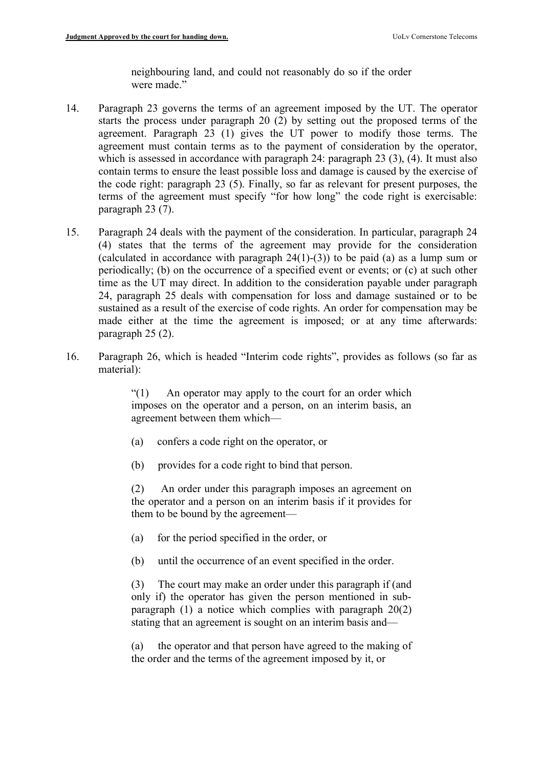> neighbouring land, and could not reasonably do so if the order were made."

14. Paragraph 23 governs the terms of an agreement imposed by the UT. The operator starts the process under paragraph 20 (2) by setting out the proposed terms of the agreement. Paragraph 23 (1) gives the UT power to modify those terms. The agreement must contain terms as to the payment of consideration by the operator, which is assessed in accordance with paragraph 24: paragraph 23 (3), (4). It must also contain terms to ensure the least possible loss and damage is caused by the exercise of the code right: paragraph 23 (5). Finally, so far as relevant for present purposes, the terms of the agreement must specify "for how long" the code right is exercisable: paragraph 23 (7).

15. Paragraph 24 deals with the payment of the consideration. In particular, paragraph 24 (4) states that the terms of the agreement may provide for the consideration (calculated in accordance with paragraph 24(1)-(3)) to be paid (a) as a lump sum or periodically; (b) on the occurrence of a specified event or events; or (c) at such other time as the UT may direct. In addition to the consideration payable under paragraph 24, paragraph 25 deals with compensation for loss and damage sustained or to be sustained as a result of the exercise of code rights. An order for compensation may be made either at the time the agreement is imposed; or at any time afterwards: paragraph 25 (2).

16. Paragraph 26, which is headed "Interim code rights", provides as follows (so far as material):

> "(1) An operator may apply to the court for an order which imposes on the operator and a person, on an interim basis, an agreement between them which—
>
> (a) confers a code right on the operator, or
>
> (b) provides for a code right to bind that person.
>
> (2) An order under this paragraph imposes an agreement on the operator and a person on an interim basis if it provides for them to be bound by the agreement—
>
> (a) for the period specified in the order, or
>
> (b) until the occurrence of an event specified in the order.
>
> (3) The court may make an order under this paragraph if (and only if) the operator has given the person mentioned in sub-paragraph (1) a notice which complies with paragraph 20(2) stating that an agreement is sought on an interim basis and—
>
> (a) the operator and that person have agreed to the making of the order and the terms of the agreement imposed by it, or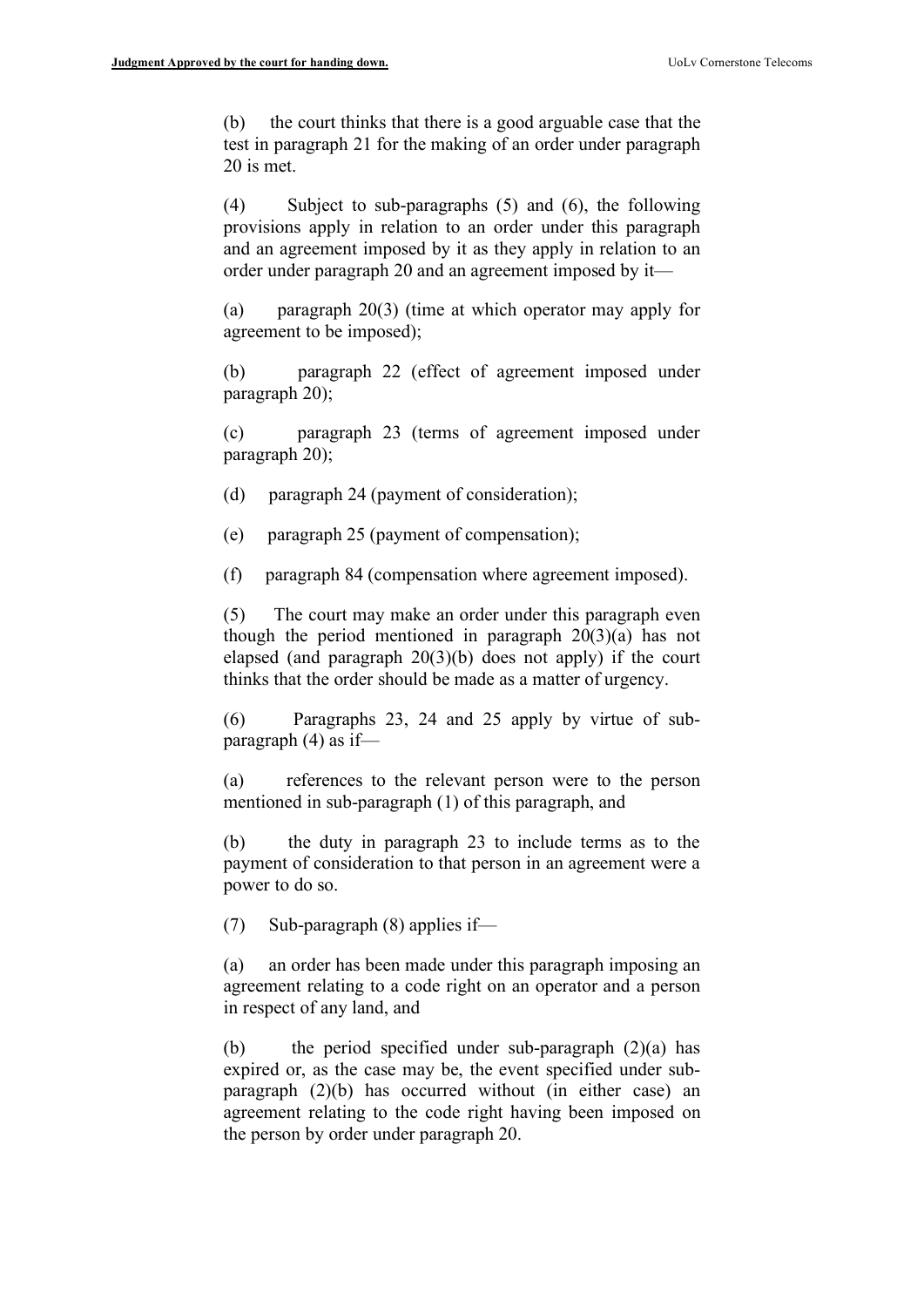(b) the court thinks that there is a good arguable case that the test in paragraph 21 for the making of an order under paragraph 20 is met.

(4) Subject to sub-paragraphs (5) and (6), the following provisions apply in relation to an order under this paragraph and an agreement imposed by it as they apply in relation to an order under paragraph 20 and an agreement imposed by it—

(a) paragraph 20(3) (time at which operator may apply for agreement to be imposed);

(b) paragraph 22 (effect of agreement imposed under paragraph 20);

(c) paragraph 23 (terms of agreement imposed under paragraph 20);

(d) paragraph 24 (payment of consideration);

(e) paragraph 25 (payment of compensation);

(f) paragraph 84 (compensation where agreement imposed).

(5) The court may make an order under this paragraph even though the period mentioned in paragraph 20(3)(a) has not elapsed (and paragraph 20(3)(b) does not apply) if the court thinks that the order should be made as a matter of urgency.

(6) Paragraphs 23, 24 and 25 apply by virtue of sub-paragraph (4) as if—

(a) references to the relevant person were to the person mentioned in sub-paragraph (1) of this paragraph, and

(b) the duty in paragraph 23 to include terms as to the payment of consideration to that person in an agreement were a power to do so.

(7) Sub-paragraph (8) applies if—

(a) an order has been made under this paragraph imposing an agreement relating to a code right on an operator and a person in respect of any land, and

(b) the period specified under sub-paragraph (2)(a) has expired or, as the case may be, the event specified under sub-paragraph (2)(b) has occurred without (in either case) an agreement relating to the code right having been imposed on the person by order under paragraph 20.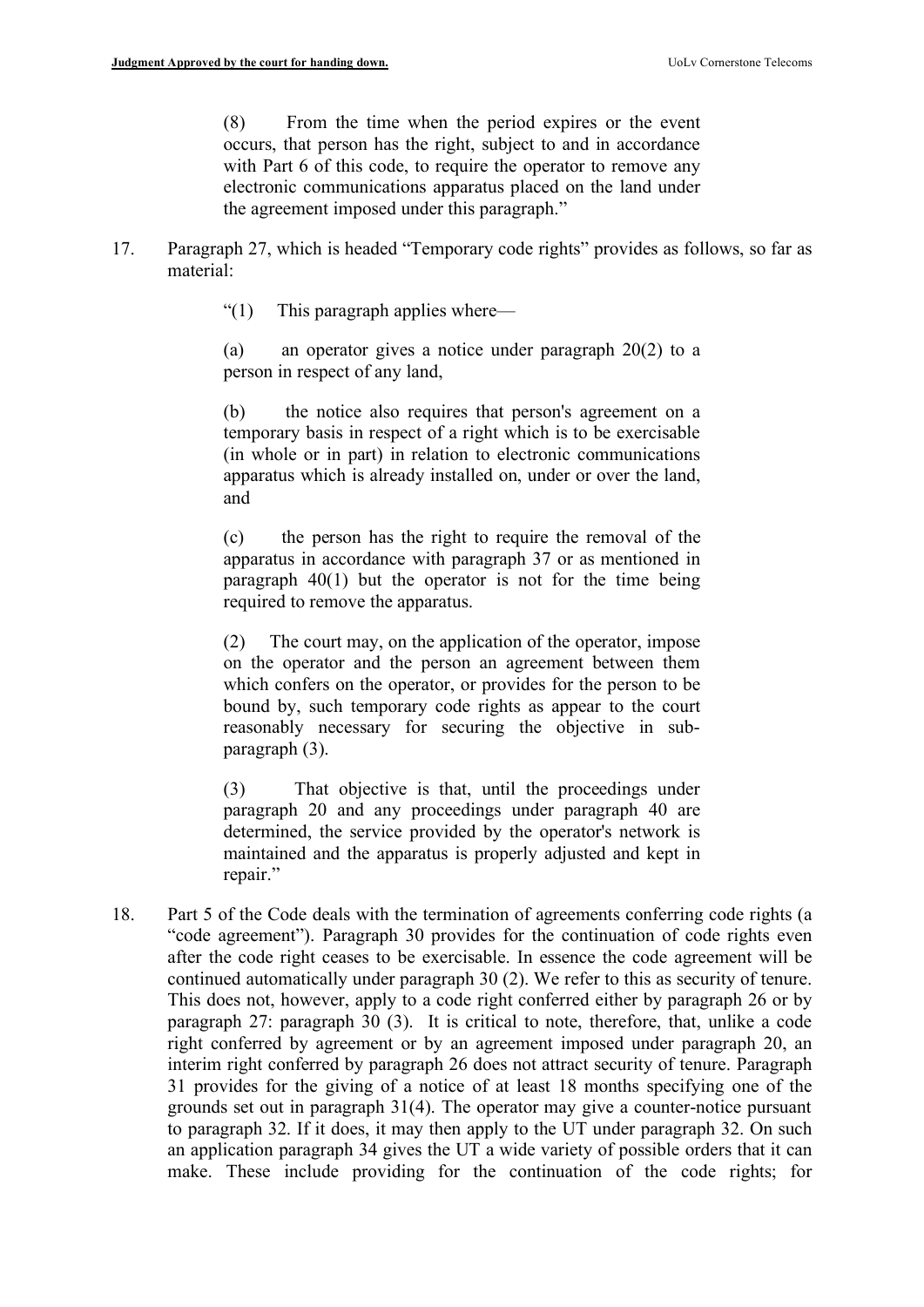> (8) From the time when the period expires or the event occurs, that person has the right, subject to and in accordance with Part 6 of this code, to require the operator to remove any electronic communications apparatus placed on the land under the agreement imposed under this paragraph."

17. Paragraph 27, which is headed "Temporary code rights" provides as follows, so far as material:

> "(1) This paragraph applies where—
>
> (a) an operator gives a notice under paragraph 20(2) to a person in respect of any land,
>
> (b) the notice also requires that person's agreement on a temporary basis in respect of a right which is to be exercisable (in whole or in part) in relation to electronic communications apparatus which is already installed on, under or over the land, and
>
> (c) the person has the right to require the removal of the apparatus in accordance with paragraph 37 or as mentioned in paragraph 40(1) but the operator is not for the time being required to remove the apparatus.
>
> (2) The court may, on the application of the operator, impose on the operator and the person an agreement between them which confers on the operator, or provides for the person to be bound by, such temporary code rights as appear to the court reasonably necessary for securing the objective in sub-paragraph (3).
>
> (3) That objective is that, until the proceedings under paragraph 20 and any proceedings under paragraph 40 are determined, the service provided by the operator's network is maintained and the apparatus is properly adjusted and kept in repair."

18. Part 5 of the Code deals with the termination of agreements conferring code rights (a "code agreement"). Paragraph 30 provides for the continuation of code rights even after the code right ceases to be exercisable. In essence the code agreement will be continued automatically under paragraph 30 (2). We refer to this as security of tenure. This does not, however, apply to a code right conferred either by paragraph 26 or by paragraph 27: paragraph 30 (3). It is critical to note, therefore, that, unlike a code right conferred by agreement or by an agreement imposed under paragraph 20, an interim right conferred by paragraph 26 does not attract security of tenure. Paragraph 31 provides for the giving of a notice of at least 18 months specifying one of the grounds set out in paragraph 31(4). The operator may give a counter-notice pursuant to paragraph 32. If it does, it may then apply to the UT under paragraph 32. On such an application paragraph 34 gives the UT a wide variety of possible orders that it can make. These include providing for the continuation of the code rights; for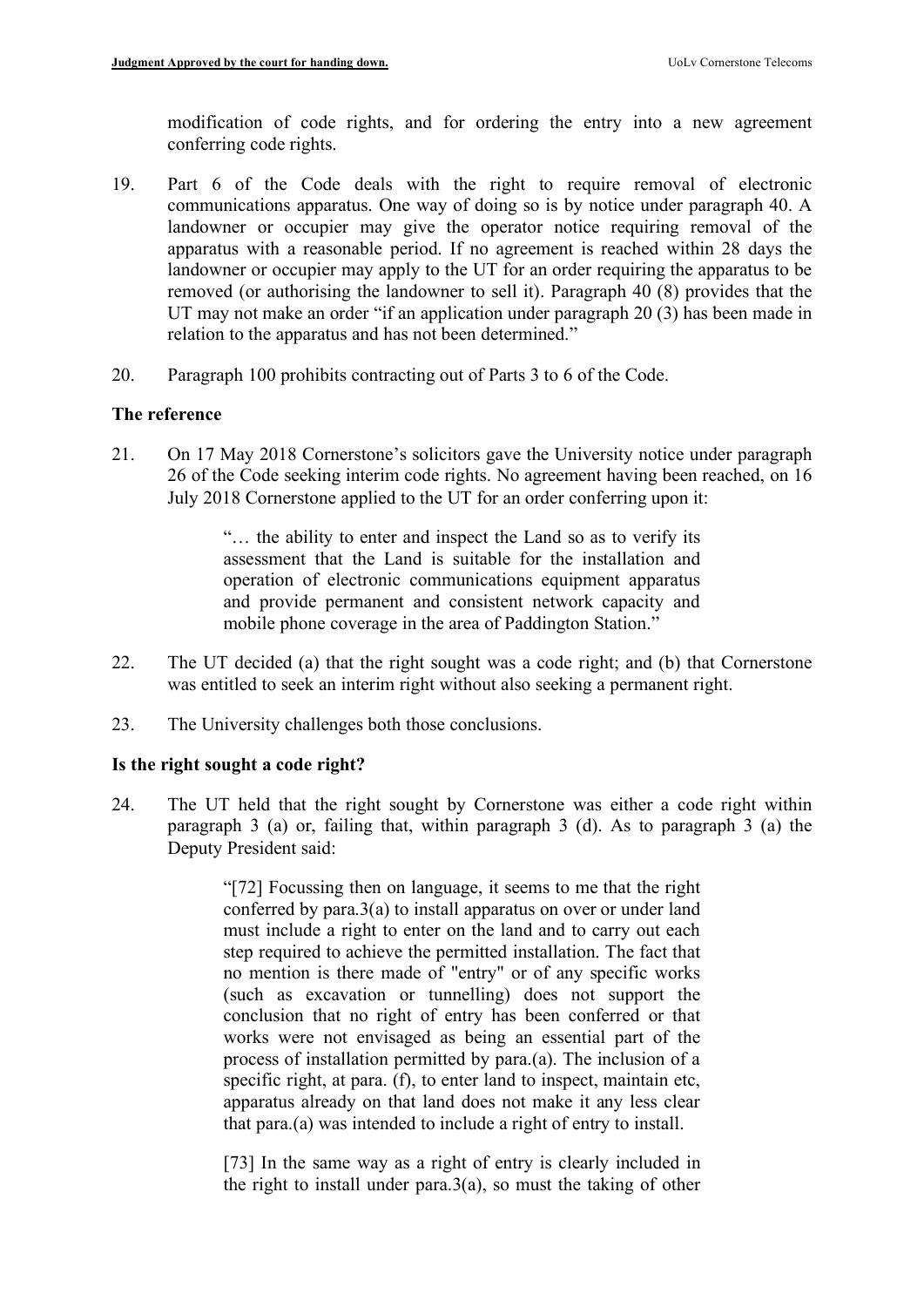modification of code rights, and for ordering the entry into a new agreement conferring code rights.

19. Part 6 of the Code deals with the right to require removal of electronic communications apparatus. One way of doing so is by notice under paragraph 40. A landowner or occupier may give the operator notice requiring removal of the apparatus with a reasonable period. If no agreement is reached within 28 days the landowner or occupier may apply to the UT for an order requiring the apparatus to be removed (or authorising the landowner to sell it). Paragraph 40 (8) provides that the UT may not make an order "if an application under paragraph 20 (3) has been made in relation to the apparatus and has not been determined."

20. Paragraph 100 prohibits contracting out of Parts 3 to 6 of the Code.

### The reference

21. On 17 May 2018 Cornerstone's solicitors gave the University notice under paragraph 26 of the Code seeking interim code rights. No agreement having been reached, on 16 July 2018 Cornerstone applied to the UT for an order conferring upon it:

> "… the ability to enter and inspect the Land so as to verify its assessment that the Land is suitable for the installation and operation of electronic communications equipment apparatus and provide permanent and consistent network capacity and mobile phone coverage in the area of Paddington Station."

22. The UT decided (a) that the right sought was a code right; and (b) that Cornerstone was entitled to seek an interim right without also seeking a permanent right.

23. The University challenges both those conclusions.

### Is the right sought a code right?

24. The UT held that the right sought by Cornerstone was either a code right within paragraph 3 (a) or, failing that, within paragraph 3 (d). As to paragraph 3 (a) the Deputy President said:

> "[72] Focussing then on language, it seems to me that the right conferred by para.3(a) to install apparatus on over or under land must include a right to enter on the land and to carry out each step required to achieve the permitted installation. The fact that no mention is there made of "entry" or of any specific works (such as excavation or tunnelling) does not support the conclusion that no right of entry has been conferred or that works were not envisaged as being an essential part of the process of installation permitted by para.(a). The inclusion of a specific right, at para. (f), to enter land to inspect, maintain etc, apparatus already on that land does not make it any less clear that para.(a) was intended to include a right of entry to install.
>
> [73] In the same way as a right of entry is clearly included in the right to install under para.3(a), so must the taking of other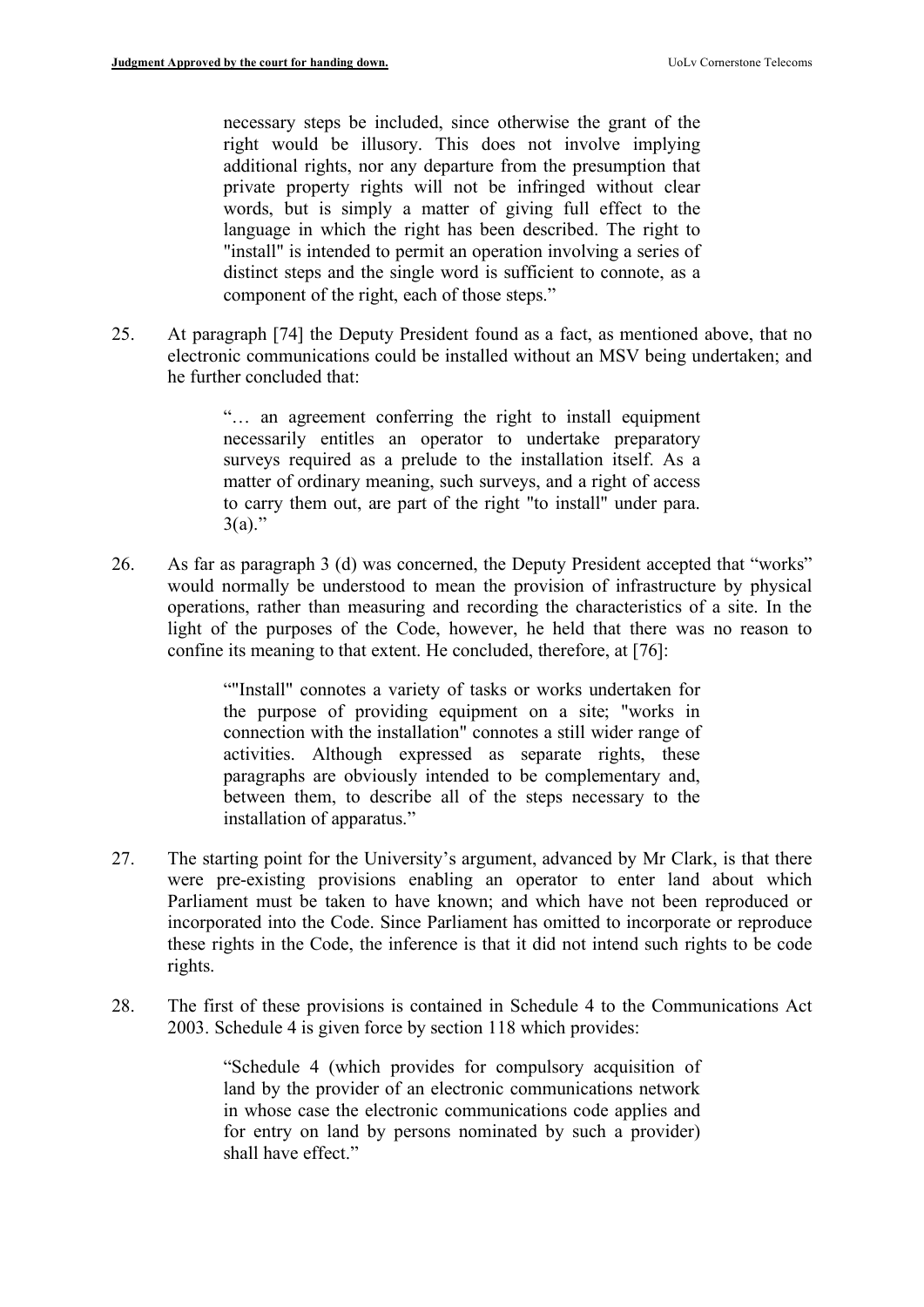> necessary steps be included, since otherwise the grant of the right would be illusory. This does not involve implying additional rights, nor any departure from the presumption that private property rights will not be infringed without clear words, but is simply a matter of giving full effect to the language in which the right has been described. The right to "install" is intended to permit an operation involving a series of distinct steps and the single word is sufficient to connote, as a component of the right, each of those steps."

25. At paragraph [74] the Deputy President found as a fact, as mentioned above, that no electronic communications could be installed without an MSV being undertaken; and he further concluded that:

> "… an agreement conferring the right to install equipment necessarily entitles an operator to undertake preparatory surveys required as a prelude to the installation itself. As a matter of ordinary meaning, such surveys, and a right of access to carry them out, are part of the right "to install" under para. 3(a)."

26. As far as paragraph 3 (d) was concerned, the Deputy President accepted that "works" would normally be understood to mean the provision of infrastructure by physical operations, rather than measuring and recording the characteristics of a site. In the light of the purposes of the Code, however, he held that there was no reason to confine its meaning to that extent. He concluded, therefore, at [76]:

> ""Install" connotes a variety of tasks or works undertaken for the purpose of providing equipment on a site; "works in connection with the installation" connotes a still wider range of activities. Although expressed as separate rights, these paragraphs are obviously intended to be complementary and, between them, to describe all of the steps necessary to the installation of apparatus."

27. The starting point for the University's argument, advanced by Mr Clark, is that there were pre-existing provisions enabling an operator to enter land about which Parliament must be taken to have known; and which have not been reproduced or incorporated into the Code. Since Parliament has omitted to incorporate or reproduce these rights in the Code, the inference is that it did not intend such rights to be code rights.

28. The first of these provisions is contained in Schedule 4 to the Communications Act 2003. Schedule 4 is given force by section 118 which provides:

> "Schedule 4 (which provides for compulsory acquisition of land by the provider of an electronic communications network in whose case the electronic communications code applies and for entry on land by persons nominated by such a provider) shall have effect."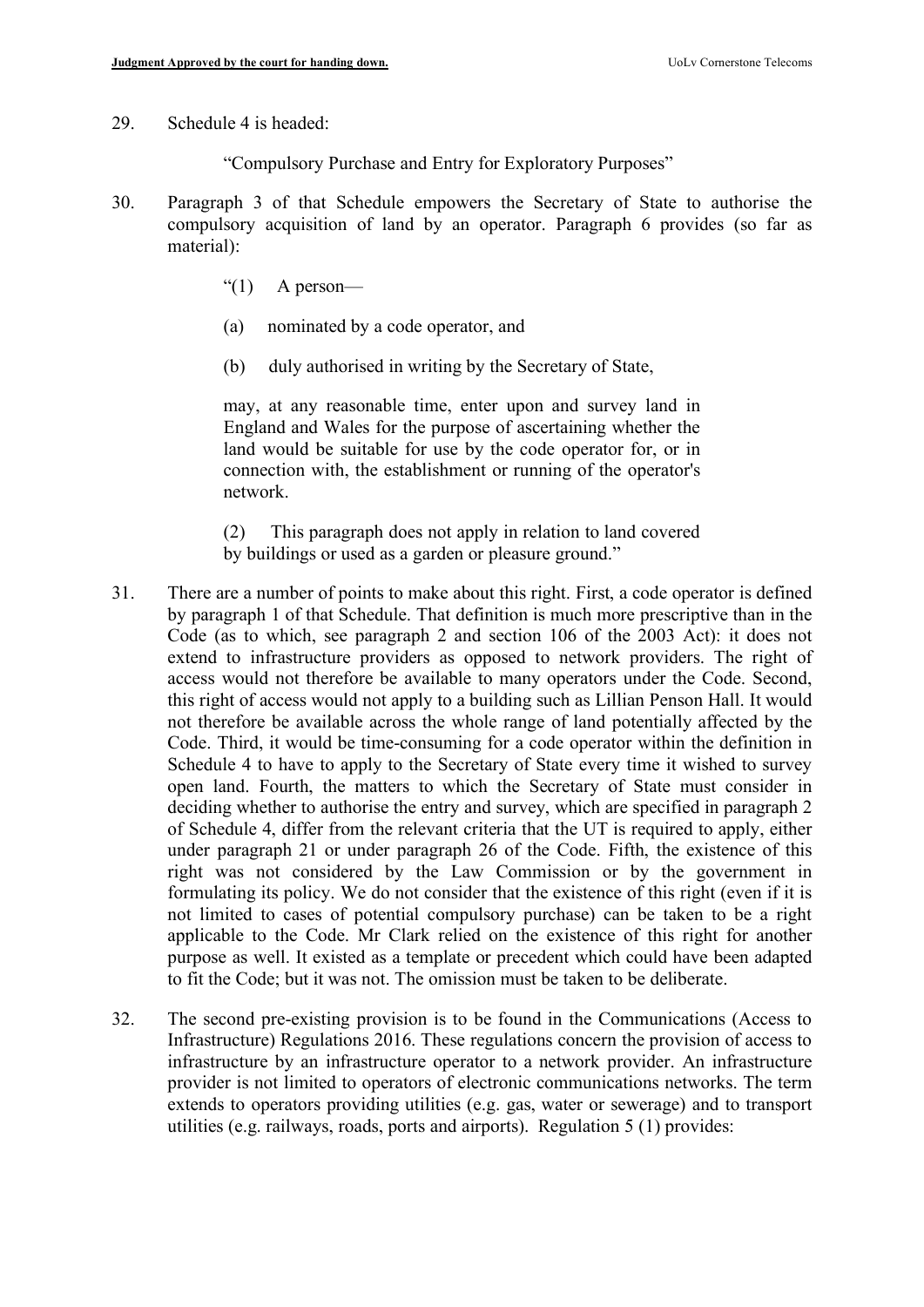29. Schedule 4 is headed:

> "Compulsory Purchase and Entry for Exploratory Purposes"

30. Paragraph 3 of that Schedule empowers the Secretary of State to authorise the compulsory acquisition of land by an operator. Paragraph 6 provides (so far as material):

> "(1) A person—
>
> (a) nominated by a code operator, and
>
> (b) duly authorised in writing by the Secretary of State,
>
> may, at any reasonable time, enter upon and survey land in England and Wales for the purpose of ascertaining whether the land would be suitable for use by the code operator for, or in connection with, the establishment or running of the operator's network.
>
> (2) This paragraph does not apply in relation to land covered by buildings or used as a garden or pleasure ground."

31. There are a number of points to make about this right. First, a code operator is defined by paragraph 1 of that Schedule. That definition is much more prescriptive than in the Code (as to which, see paragraph 2 and section 106 of the 2003 Act): it does not extend to infrastructure providers as opposed to network providers. The right of access would not therefore be available to many operators under the Code. Second, this right of access would not apply to a building such as Lillian Penson Hall. It would not therefore be available across the whole range of land potentially affected by the Code. Third, it would be time-consuming for a code operator within the definition in Schedule 4 to have to apply to the Secretary of State every time it wished to survey open land. Fourth, the matters to which the Secretary of State must consider in deciding whether to authorise the entry and survey, which are specified in paragraph 2 of Schedule 4, differ from the relevant criteria that the UT is required to apply, either under paragraph 21 or under paragraph 26 of the Code. Fifth, the existence of this right was not considered by the Law Commission or by the government in formulating its policy. We do not consider that the existence of this right (even if it is not limited to cases of potential compulsory purchase) can be taken to be a right applicable to the Code. Mr Clark relied on the existence of this right for another purpose as well. It existed as a template or precedent which could have been adapted to fit the Code; but it was not. The omission must be taken to be deliberate.

32. The second pre-existing provision is to be found in the Communications (Access to Infrastructure) Regulations 2016. These regulations concern the provision of access to infrastructure by an infrastructure operator to a network provider. An infrastructure provider is not limited to operators of electronic communications networks. The term extends to operators providing utilities (e.g. gas, water or sewerage) and to transport utilities (e.g. railways, roads, ports and airports). Regulation 5 (1) provides: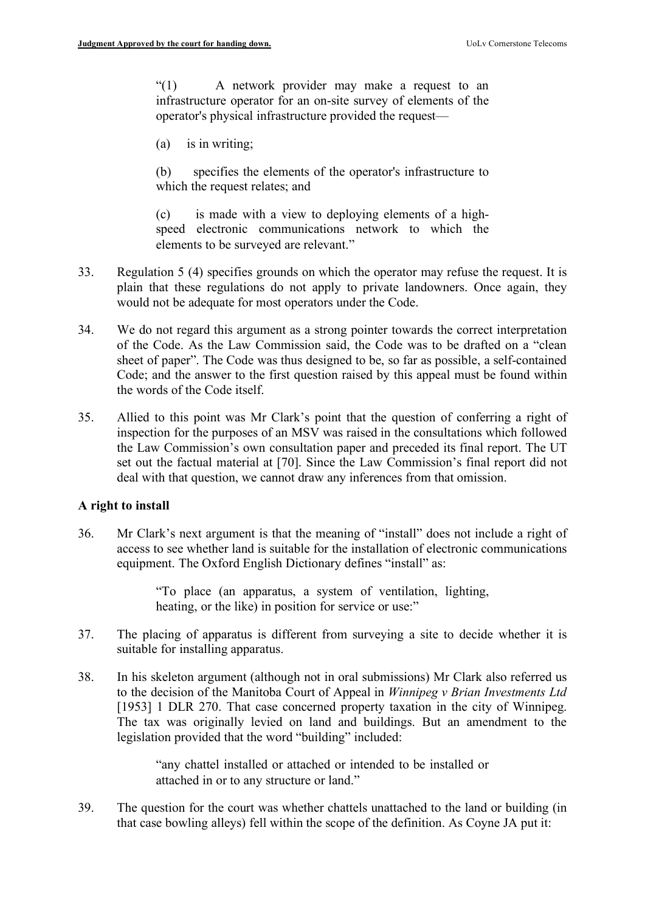> "(1) A network provider may make a request to an infrastructure operator for an on-site survey of elements of the operator's physical infrastructure provided the request—
>
> (a) is in writing;
>
> (b) specifies the elements of the operator's infrastructure to which the request relates; and
>
> (c) is made with a view to deploying elements of a high-speed electronic communications network to which the elements to be surveyed are relevant."

33. Regulation 5 (4) specifies grounds on which the operator may refuse the request. It is plain that these regulations do not apply to private landowners. Once again, they would not be adequate for most operators under the Code.

34. We do not regard this argument as a strong pointer towards the correct interpretation of the Code. As the Law Commission said, the Code was to be drafted on a "clean sheet of paper". The Code was thus designed to be, so far as possible, a self-contained Code; and the answer to the first question raised by this appeal must be found within the words of the Code itself.

35. Allied to this point was Mr Clark's point that the question of conferring a right of inspection for the purposes of an MSV was raised in the consultations which followed the Law Commission's own consultation paper and preceded its final report. The UT set out the factual material at [70]. Since the Law Commission's final report did not deal with that question, we cannot draw any inferences from that omission.

### A right to install

36. Mr Clark's next argument is that the meaning of "install" does not include a right of access to see whether land is suitable for the installation of electronic communications equipment. The Oxford English Dictionary defines "install" as:

> "To place (an apparatus, a system of ventilation, lighting, heating, or the like) in position for service or use:"

37. The placing of apparatus is different from surveying a site to decide whether it is suitable for installing apparatus.

38. In his skeleton argument (although not in oral submissions) Mr Clark also referred us to the decision of the Manitoba Court of Appeal in *Winnipeg v Brian Investments Ltd* [1953] 1 DLR 270. That case concerned property taxation in the city of Winnipeg. The tax was originally levied on land and buildings. But an amendment to the legislation provided that the word "building" included:

> "any chattel installed or attached or intended to be installed or attached in or to any structure or land."

39. The question for the court was whether chattels unattached to the land or building (in that case bowling alleys) fell within the scope of the definition. As Coyne JA put it: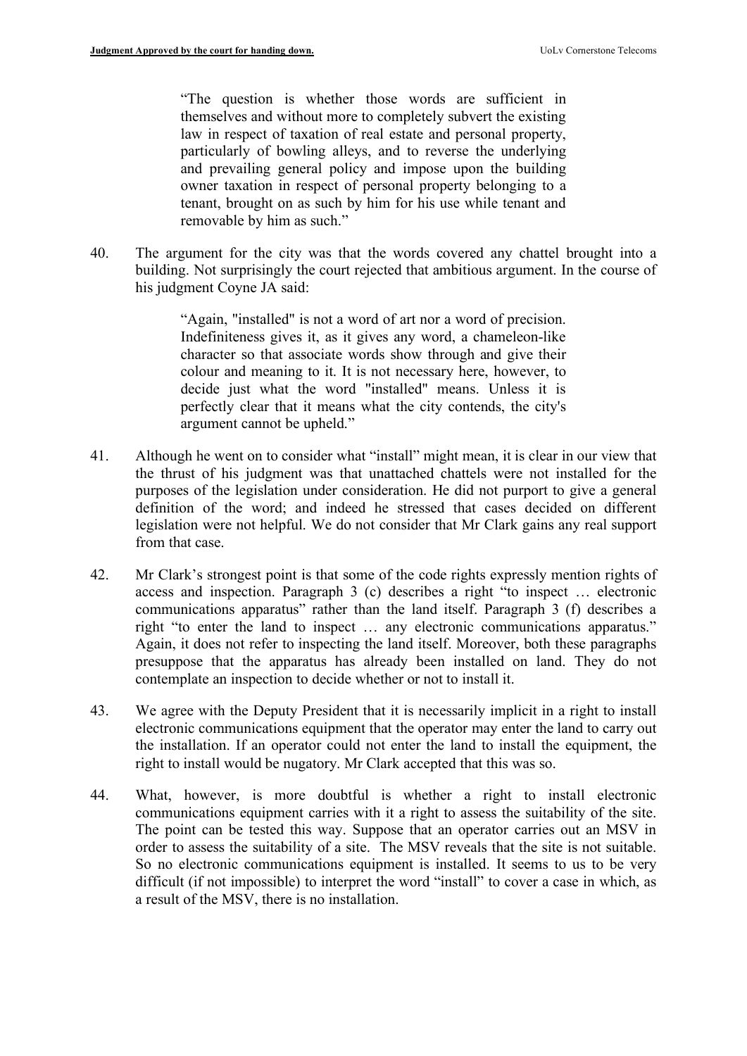> "The question is whether those words are sufficient in themselves and without more to completely subvert the existing law in respect of taxation of real estate and personal property, particularly of bowling alleys, and to reverse the underlying and prevailing general policy and impose upon the building owner taxation in respect of personal property belonging to a tenant, brought on as such by him for his use while tenant and removable by him as such."

40. The argument for the city was that the words covered any chattel brought into a building. Not surprisingly the court rejected that ambitious argument. In the course of his judgment Coyne JA said:

> "Again, "installed" is not a word of art nor a word of precision. Indefiniteness gives it, as it gives any word, a chameleon-like character so that associate words show through and give their colour and meaning to it. It is not necessary here, however, to decide just what the word "installed" means. Unless it is perfectly clear that it means what the city contends, the city's argument cannot be upheld."

41. Although he went on to consider what "install" might mean, it is clear in our view that the thrust of his judgment was that unattached chattels were not installed for the purposes of the legislation under consideration. He did not purport to give a general definition of the word; and indeed he stressed that cases decided on different legislation were not helpful. We do not consider that Mr Clark gains any real support from that case.

42. Mr Clark's strongest point is that some of the code rights expressly mention rights of access and inspection. Paragraph 3 (c) describes a right "to inspect … electronic communications apparatus" rather than the land itself. Paragraph 3 (f) describes a right "to enter the land to inspect … any electronic communications apparatus." Again, it does not refer to inspecting the land itself. Moreover, both these paragraphs presuppose that the apparatus has already been installed on land. They do not contemplate an inspection to decide whether or not to install it.

43. We agree with the Deputy President that it is necessarily implicit in a right to install electronic communications equipment that the operator may enter the land to carry out the installation. If an operator could not enter the land to install the equipment, the right to install would be nugatory. Mr Clark accepted that this was so.

44. What, however, is more doubtful is whether a right to install electronic communications equipment carries with it a right to assess the suitability of the site. The point can be tested this way. Suppose that an operator carries out an MSV in order to assess the suitability of a site. The MSV reveals that the site is not suitable. So no electronic communications equipment is installed. It seems to us to be very difficult (if not impossible) to interpret the word "install" to cover a case in which, as a result of the MSV, there is no installation.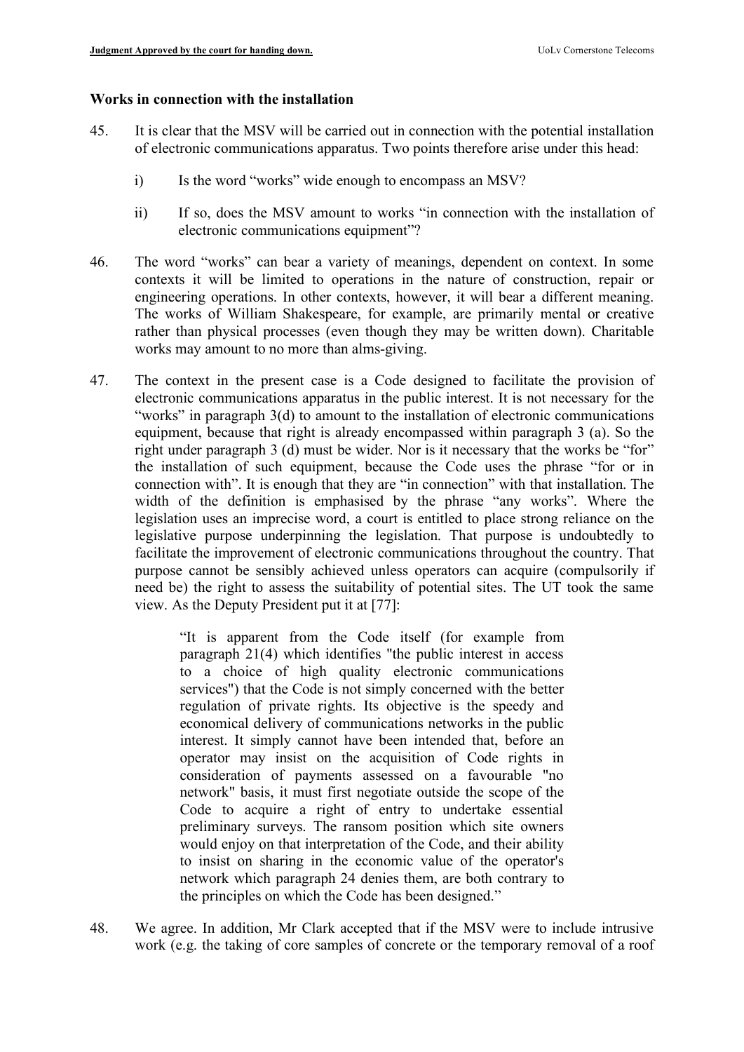## Works in connection with the installation

45. It is clear that the MSV will be carried out in connection with the potential installation of electronic communications apparatus. Two points therefore arise under this head:

    i) Is the word "works" wide enough to encompass an MSV?

    ii) If so, does the MSV amount to works "in connection with the installation of electronic communications equipment"?

46. The word "works" can bear a variety of meanings, dependent on context. In some contexts it will be limited to operations in the nature of construction, repair or engineering operations. In other contexts, however, it will bear a different meaning. The works of William Shakespeare, for example, are primarily mental or creative rather than physical processes (even though they may be written down). Charitable works may amount to no more than alms-giving.

47. The context in the present case is a Code designed to facilitate the provision of electronic communications apparatus in the public interest. It is not necessary for the "works" in paragraph 3(d) to amount to the installation of electronic communications equipment, because that right is already encompassed within paragraph 3 (a). So the right under paragraph 3 (d) must be wider. Nor is it necessary that the works be "for" the installation of such equipment, because the Code uses the phrase "for or in connection with". It is enough that they are "in connection" with that installation. The width of the definition is emphasised by the phrase "any works". Where the legislation uses an imprecise word, a court is entitled to place strong reliance on the legislative purpose underpinning the legislation. That purpose is undoubtedly to facilitate the improvement of electronic communications throughout the country. That purpose cannot be sensibly achieved unless operators can acquire (compulsorily if need be) the right to assess the suitability of potential sites. The UT took the same view. As the Deputy President put it at [77]:

    > "It is apparent from the Code itself (for example from paragraph 21(4) which identifies "the public interest in access to a choice of high quality electronic communications services") that the Code is not simply concerned with the better regulation of private rights. Its objective is the speedy and economical delivery of communications networks in the public interest. It simply cannot have been intended that, before an operator may insist on the acquisition of Code rights in consideration of payments assessed on a favourable "no network" basis, it must first negotiate outside the scope of the Code to acquire a right of entry to undertake essential preliminary surveys. The ransom position which site owners would enjoy on that interpretation of the Code, and their ability to insist on sharing in the economic value of the operator's network which paragraph 24 denies them, are both contrary to the principles on which the Code has been designed."

48. We agree. In addition, Mr Clark accepted that if the MSV were to include intrusive work (e.g. the taking of core samples of concrete or the temporary removal of a roof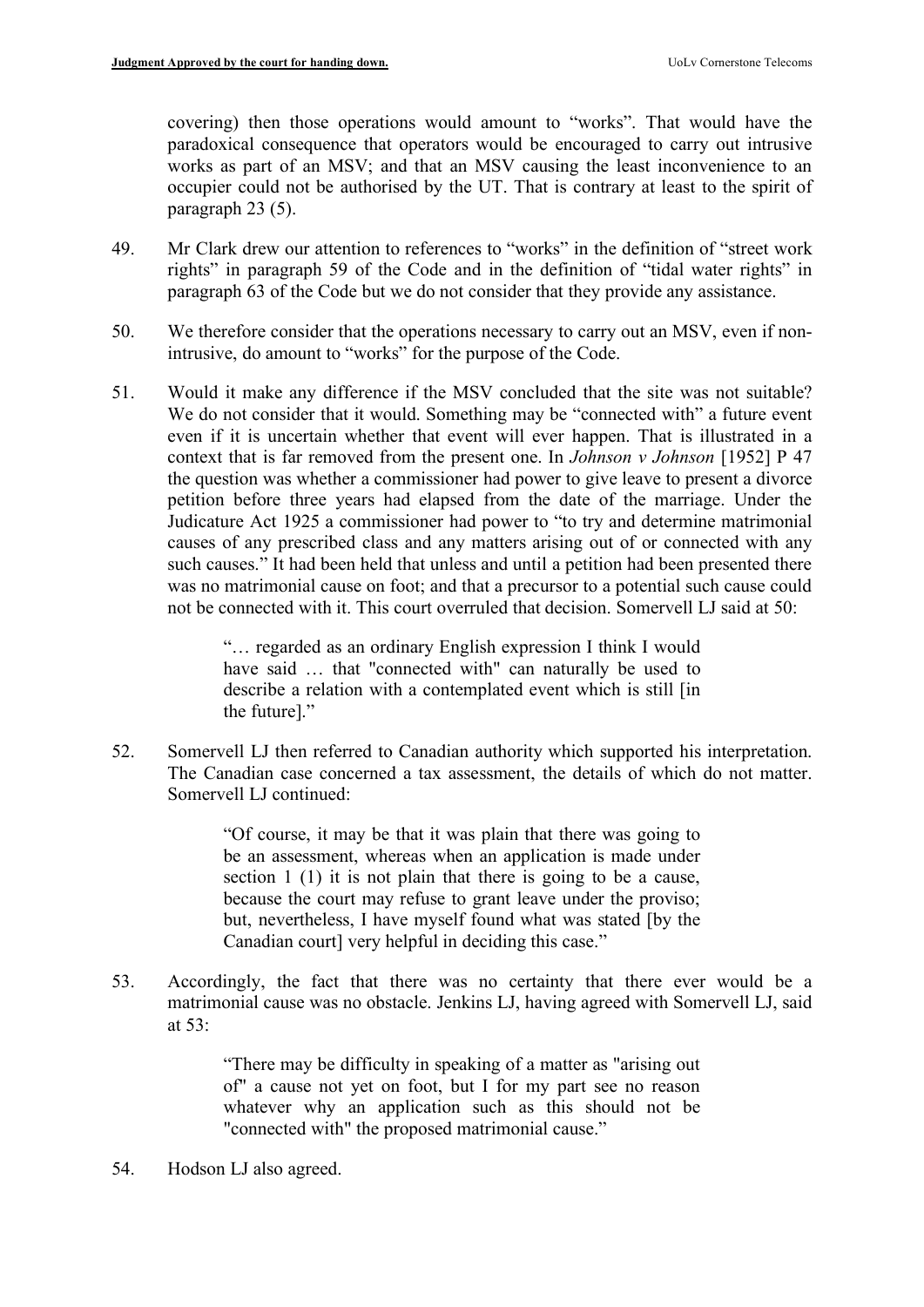covering) then those operations would amount to "works". That would have the paradoxical consequence that operators would be encouraged to carry out intrusive works as part of an MSV; and that an MSV causing the least inconvenience to an occupier could not be authorised by the UT. That is contrary at least to the spirit of paragraph 23 (5).

49. Mr Clark drew our attention to references to "works" in the definition of "street work rights" in paragraph 59 of the Code and in the definition of "tidal water rights" in paragraph 63 of the Code but we do not consider that they provide any assistance.

50. We therefore consider that the operations necessary to carry out an MSV, even if non-intrusive, do amount to "works" for the purpose of the Code.

51. Would it make any difference if the MSV concluded that the site was not suitable? We do not consider that it would. Something may be "connected with" a future event even if it is uncertain whether that event will ever happen. That is illustrated in a context that is far removed from the present one. In *Johnson v Johnson* [1952] P 47 the question was whether a commissioner had power to give leave to present a divorce petition before three years had elapsed from the date of the marriage. Under the Judicature Act 1925 a commissioner had power to "to try and determine matrimonial causes of any prescribed class and any matters arising out of or connected with any such causes." It had been held that unless and until a petition had been presented there was no matrimonial cause on foot; and that a precursor to a potential such cause could not be connected with it. This court overruled that decision. Somervell LJ said at 50:

> "… regarded as an ordinary English expression I think I would have said … that "connected with" can naturally be used to describe a relation with a contemplated event which is still [in the future]."

52. Somervell LJ then referred to Canadian authority which supported his interpretation. The Canadian case concerned a tax assessment, the details of which do not matter. Somervell LJ continued:

> "Of course, it may be that it was plain that there was going to be an assessment, whereas when an application is made under section 1 (1) it is not plain that there is going to be a cause, because the court may refuse to grant leave under the proviso; but, nevertheless, I have myself found what was stated [by the Canadian court] very helpful in deciding this case."

53. Accordingly, the fact that there was no certainty that there ever would be a matrimonial cause was no obstacle. Jenkins LJ, having agreed with Somervell LJ, said at 53:

> "There may be difficulty in speaking of a matter as "arising out of" a cause not yet on foot, but I for my part see no reason whatever why an application such as this should not be "connected with" the proposed matrimonial cause."

54. Hodson LJ also agreed.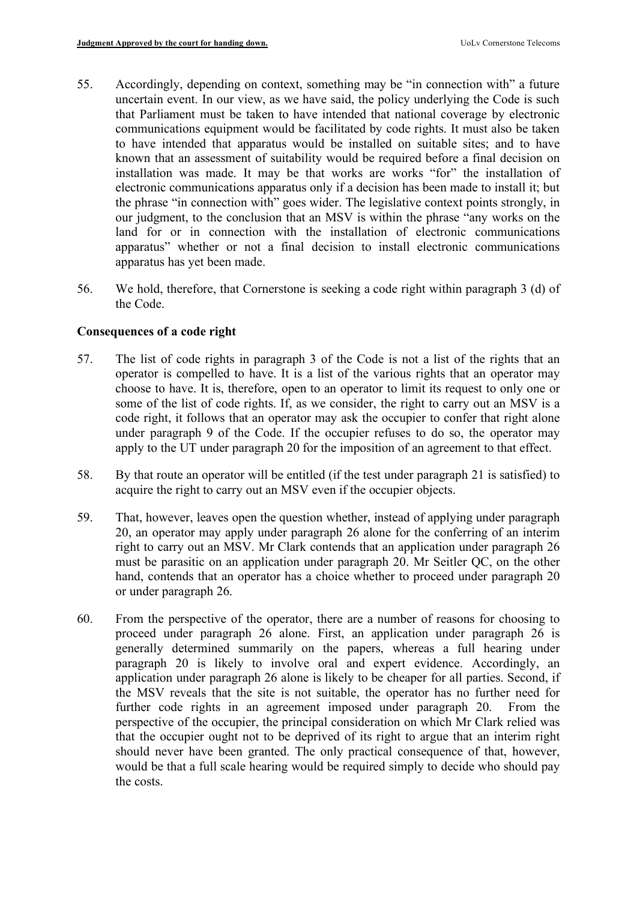55. Accordingly, depending on context, something may be "in connection with" a future uncertain event. In our view, as we have said, the policy underlying the Code is such that Parliament must be taken to have intended that national coverage by electronic communications equipment would be facilitated by code rights. It must also be taken to have intended that apparatus would be installed on suitable sites; and to have known that an assessment of suitability would be required before a final decision on installation was made. It may be that works are works "for" the installation of electronic communications apparatus only if a decision has been made to install it; but the phrase "in connection with" goes wider. The legislative context points strongly, in our judgment, to the conclusion that an MSV is within the phrase "any works on the land for or in connection with the installation of electronic communications apparatus" whether or not a final decision to install electronic communications apparatus has yet been made.

56. We hold, therefore, that Cornerstone is seeking a code right within paragraph 3 (d) of the Code.

**Consequences of a code right**

57. The list of code rights in paragraph 3 of the Code is not a list of the rights that an operator is compelled to have. It is a list of the various rights that an operator may choose to have. It is, therefore, open to an operator to limit its request to only one or some of the list of code rights. If, as we consider, the right to carry out an MSV is a code right, it follows that an operator may ask the occupier to confer that right alone under paragraph 9 of the Code. If the occupier refuses to do so, the operator may apply to the UT under paragraph 20 for the imposition of an agreement to that effect.

58. By that route an operator will be entitled (if the test under paragraph 21 is satisfied) to acquire the right to carry out an MSV even if the occupier objects.

59. That, however, leaves open the question whether, instead of applying under paragraph 20, an operator may apply under paragraph 26 alone for the conferring of an interim right to carry out an MSV. Mr Clark contends that an application under paragraph 26 must be parasitic on an application under paragraph 20. Mr Seitler QC, on the other hand, contends that an operator has a choice whether to proceed under paragraph 20 or under paragraph 26.

60. From the perspective of the operator, there are a number of reasons for choosing to proceed under paragraph 26 alone. First, an application under paragraph 26 is generally determined summarily on the papers, whereas a full hearing under paragraph 20 is likely to involve oral and expert evidence. Accordingly, an application under paragraph 26 alone is likely to be cheaper for all parties. Second, if the MSV reveals that the site is not suitable, the operator has no further need for further code rights in an agreement imposed under paragraph 20. From the perspective of the occupier, the principal consideration on which Mr Clark relied was that the occupier ought not to be deprived of its right to argue that an interim right should never have been granted. The only practical consequence of that, however, would be that a full scale hearing would be required simply to decide who should pay the costs.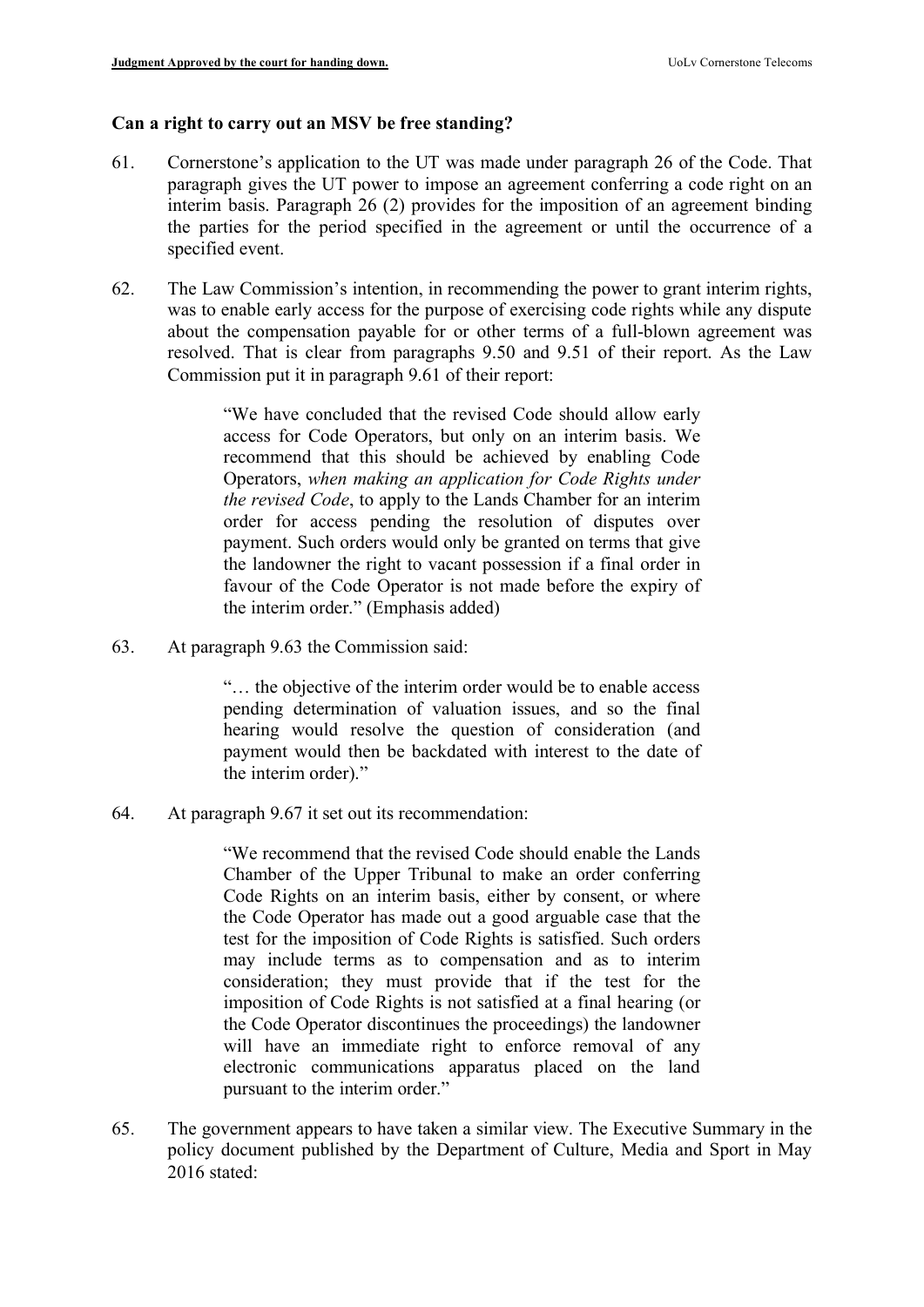**Can a right to carry out an MSV be free standing?**

61. Cornerstone's application to the UT was made under paragraph 26 of the Code. That paragraph gives the UT power to impose an agreement conferring a code right on an interim basis. Paragraph 26 (2) provides for the imposition of an agreement binding the parties for the period specified in the agreement or until the occurrence of a specified event.

62. The Law Commission's intention, in recommending the power to grant interim rights, was to enable early access for the purpose of exercising code rights while any dispute about the compensation payable for or other terms of a full-blown agreement was resolved. That is clear from paragraphs 9.50 and 9.51 of their report. As the Law Commission put it in paragraph 9.61 of their report:

> "We have concluded that the revised Code should allow early access for Code Operators, but only on an interim basis. We recommend that this should be achieved by enabling Code Operators, *when making an application for Code Rights under the revised Code*, to apply to the Lands Chamber for an interim order for access pending the resolution of disputes over payment. Such orders would only be granted on terms that give the landowner the right to vacant possession if a final order in favour of the Code Operator is not made before the expiry of the interim order." (Emphasis added)

63. At paragraph 9.63 the Commission said:

> "… the objective of the interim order would be to enable access pending determination of valuation issues, and so the final hearing would resolve the question of consideration (and payment would then be backdated with interest to the date of the interim order)."

64. At paragraph 9.67 it set out its recommendation:

> "We recommend that the revised Code should enable the Lands Chamber of the Upper Tribunal to make an order conferring Code Rights on an interim basis, either by consent, or where the Code Operator has made out a good arguable case that the test for the imposition of Code Rights is satisfied. Such orders may include terms as to compensation and as to interim consideration; they must provide that if the test for the imposition of Code Rights is not satisfied at a final hearing (or the Code Operator discontinues the proceedings) the landowner will have an immediate right to enforce removal of any electronic communications apparatus placed on the land pursuant to the interim order."

65. The government appears to have taken a similar view. The Executive Summary in the policy document published by the Department of Culture, Media and Sport in May 2016 stated: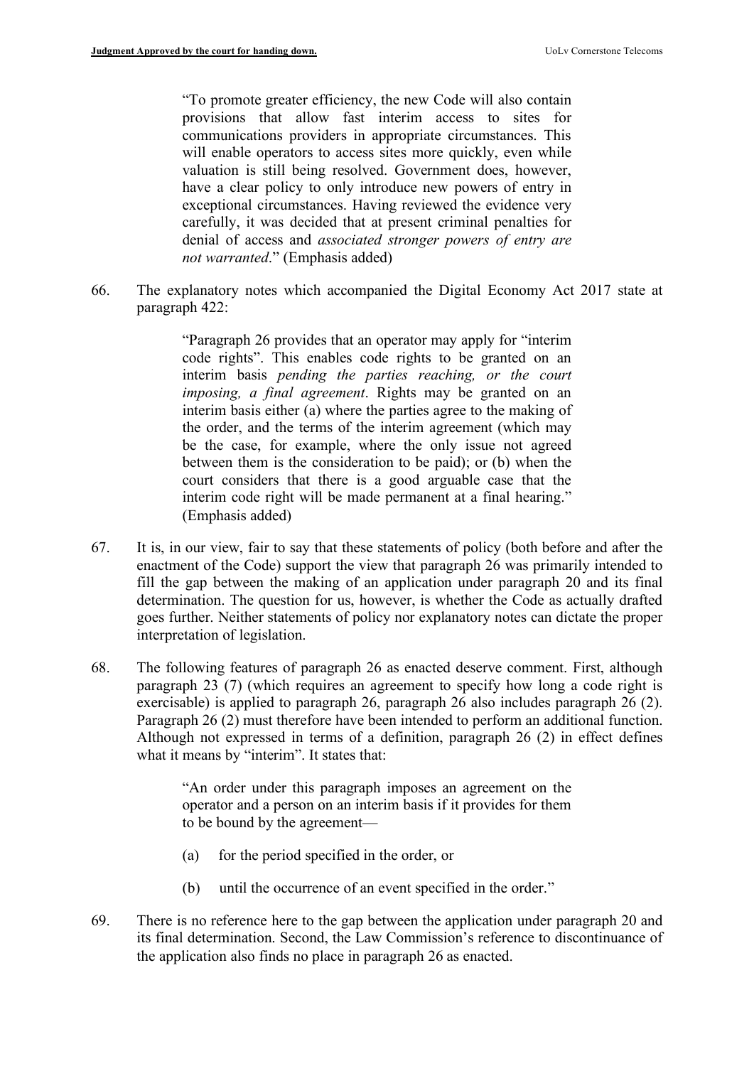> "To promote greater efficiency, the new Code will also contain provisions that allow fast interim access to sites for communications providers in appropriate circumstances. This will enable operators to access sites more quickly, even while valuation is still being resolved. Government does, however, have a clear policy to only introduce new powers of entry in exceptional circumstances. Having reviewed the evidence very carefully, it was decided that at present criminal penalties for denial of access and *associated stronger powers of entry are not warranted*." (Emphasis added)

66. The explanatory notes which accompanied the Digital Economy Act 2017 state at paragraph 422:

> "Paragraph 26 provides that an operator may apply for "interim code rights". This enables code rights to be granted on an interim basis *pending the parties reaching, or the court imposing, a final agreement*. Rights may be granted on an interim basis either (a) where the parties agree to the making of the order, and the terms of the interim agreement (which may be the case, for example, where the only issue not agreed between them is the consideration to be paid); or (b) when the court considers that there is a good arguable case that the interim code right will be made permanent at a final hearing." (Emphasis added)

67. It is, in our view, fair to say that these statements of policy (both before and after the enactment of the Code) support the view that paragraph 26 was primarily intended to fill the gap between the making of an application under paragraph 20 and its final determination. The question for us, however, is whether the Code as actually drafted goes further. Neither statements of policy nor explanatory notes can dictate the proper interpretation of legislation.

68. The following features of paragraph 26 as enacted deserve comment. First, although paragraph 23 (7) (which requires an agreement to specify how long a code right is exercisable) is applied to paragraph 26, paragraph 26 also includes paragraph 26 (2). Paragraph 26 (2) must therefore have been intended to perform an additional function. Although not expressed in terms of a definition, paragraph 26 (2) in effect defines what it means by "interim". It states that:

> "An order under this paragraph imposes an agreement on the operator and a person on an interim basis if it provides for them to be bound by the agreement—
>
> (a) for the period specified in the order, or
>
> (b) until the occurrence of an event specified in the order."

69. There is no reference here to the gap between the application under paragraph 20 and its final determination. Second, the Law Commission's reference to discontinuance of the application also finds no place in paragraph 26 as enacted.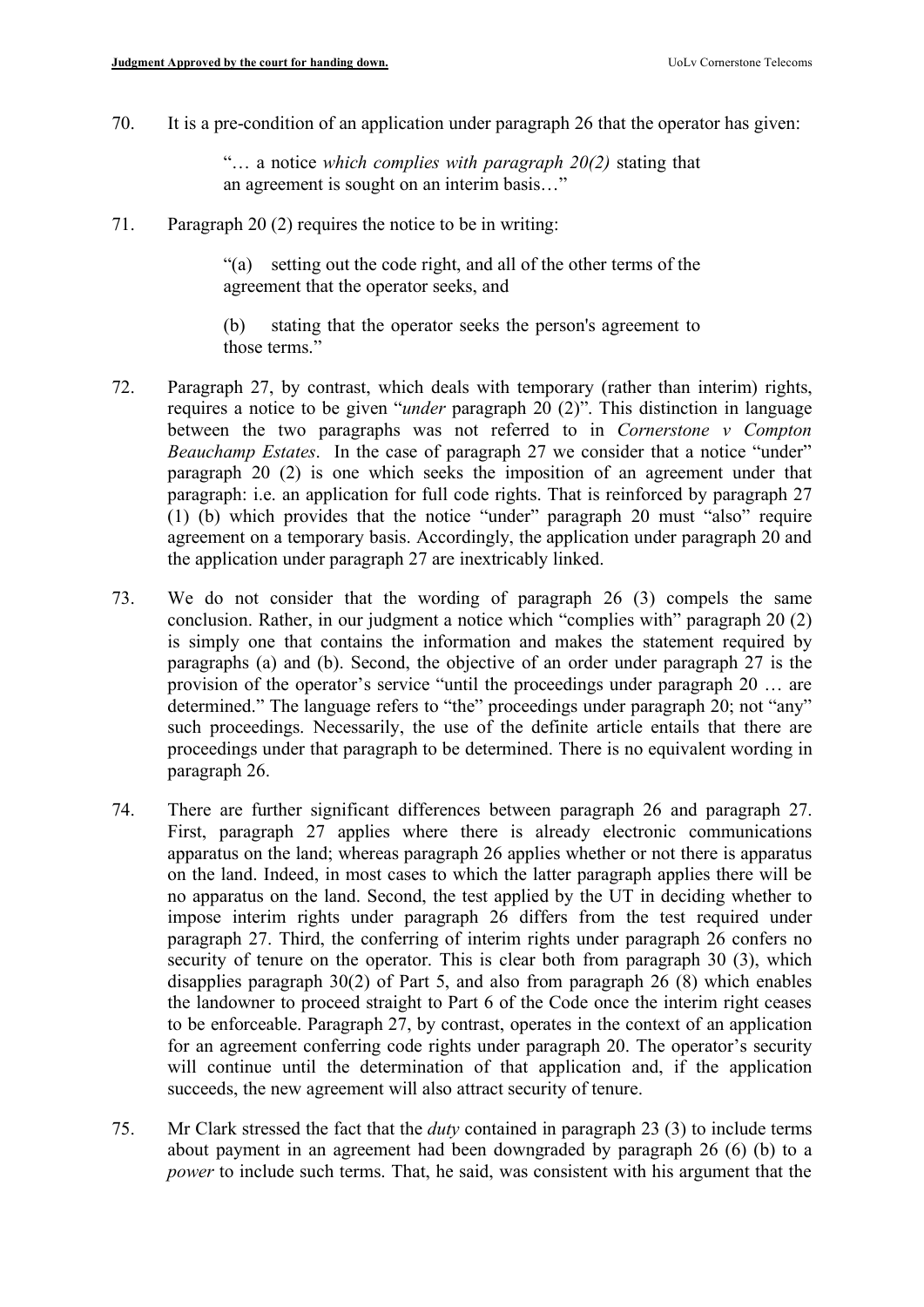70. It is a pre-condition of an application under paragraph 26 that the operator has given:

> "… a notice *which complies with paragraph 20(2)* stating that an agreement is sought on an interim basis…"

71. Paragraph 20 (2) requires the notice to be in writing:

> "(a) setting out the code right, and all of the other terms of the agreement that the operator seeks, and
>
> (b) stating that the operator seeks the person's agreement to those terms."

72. Paragraph 27, by contrast, which deals with temporary (rather than interim) rights, requires a notice to be given "*under* paragraph 20 (2)". This distinction in language between the two paragraphs was not referred to in *Cornerstone v Compton Beauchamp Estates*. In the case of paragraph 27 we consider that a notice "under" paragraph 20 (2) is one which seeks the imposition of an agreement under that paragraph: i.e. an application for full code rights. That is reinforced by paragraph 27 (1) (b) which provides that the notice "under" paragraph 20 must "also" require agreement on a temporary basis. Accordingly, the application under paragraph 20 and the application under paragraph 27 are inextricably linked.

73. We do not consider that the wording of paragraph 26 (3) compels the same conclusion. Rather, in our judgment a notice which "complies with" paragraph 20 (2) is simply one that contains the information and makes the statement required by paragraphs (a) and (b). Second, the objective of an order under paragraph 27 is the provision of the operator's service "until the proceedings under paragraph 20 … are determined." The language refers to "the" proceedings under paragraph 20; not "any" such proceedings. Necessarily, the use of the definite article entails that there are proceedings under that paragraph to be determined. There is no equivalent wording in paragraph 26.

74. There are further significant differences between paragraph 26 and paragraph 27. First, paragraph 27 applies where there is already electronic communications apparatus on the land; whereas paragraph 26 applies whether or not there is apparatus on the land. Indeed, in most cases to which the latter paragraph applies there will be no apparatus on the land. Second, the test applied by the UT in deciding whether to impose interim rights under paragraph 26 differs from the test required under paragraph 27. Third, the conferring of interim rights under paragraph 26 confers no security of tenure on the operator. This is clear both from paragraph 30 (3), which disapplies paragraph 30(2) of Part 5, and also from paragraph 26 (8) which enables the landowner to proceed straight to Part 6 of the Code once the interim right ceases to be enforceable. Paragraph 27, by contrast, operates in the context of an application for an agreement conferring code rights under paragraph 20. The operator's security will continue until the determination of that application and, if the application succeeds, the new agreement will also attract security of tenure.

75. Mr Clark stressed the fact that the *duty* contained in paragraph 23 (3) to include terms about payment in an agreement had been downgraded by paragraph 26 (6) (b) to a *power* to include such terms. That, he said, was consistent with his argument that the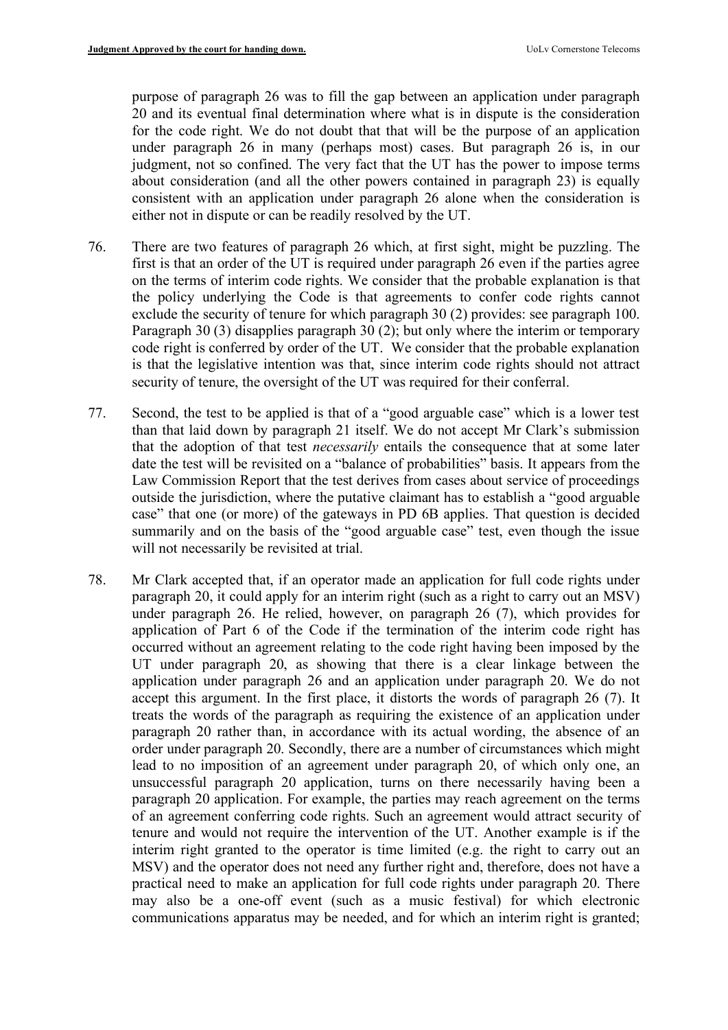purpose of paragraph 26 was to fill the gap between an application under paragraph 20 and its eventual final determination where what is in dispute is the consideration for the code right. We do not doubt that that will be the purpose of an application under paragraph 26 in many (perhaps most) cases. But paragraph 26 is, in our judgment, not so confined. The very fact that the UT has the power to impose terms about consideration (and all the other powers contained in paragraph 23) is equally consistent with an application under paragraph 26 alone when the consideration is either not in dispute or can be readily resolved by the UT.

76. There are two features of paragraph 26 which, at first sight, might be puzzling. The first is that an order of the UT is required under paragraph 26 even if the parties agree on the terms of interim code rights. We consider that the probable explanation is that the policy underlying the Code is that agreements to confer code rights cannot exclude the security of tenure for which paragraph 30 (2) provides: see paragraph 100. Paragraph 30 (3) disapplies paragraph 30 (2); but only where the interim or temporary code right is conferred by order of the UT. We consider that the probable explanation is that the legislative intention was that, since interim code rights should not attract security of tenure, the oversight of the UT was required for their conferral.

77. Second, the test to be applied is that of a "good arguable case" which is a lower test than that laid down by paragraph 21 itself. We do not accept Mr Clark's submission that the adoption of that test *necessarily* entails the consequence that at some later date the test will be revisited on a "balance of probabilities" basis. It appears from the Law Commission Report that the test derives from cases about service of proceedings outside the jurisdiction, where the putative claimant has to establish a "good arguable case" that one (or more) of the gateways in PD 6B applies. That question is decided summarily and on the basis of the "good arguable case" test, even though the issue will not necessarily be revisited at trial.

78. Mr Clark accepted that, if an operator made an application for full code rights under paragraph 20, it could apply for an interim right (such as a right to carry out an MSV) under paragraph 26. He relied, however, on paragraph 26 (7), which provides for application of Part 6 of the Code if the termination of the interim code right has occurred without an agreement relating to the code right having been imposed by the UT under paragraph 20, as showing that there is a clear linkage between the application under paragraph 26 and an application under paragraph 20. We do not accept this argument. In the first place, it distorts the words of paragraph 26 (7). It treats the words of the paragraph as requiring the existence of an application under paragraph 20 rather than, in accordance with its actual wording, the absence of an order under paragraph 20. Secondly, there are a number of circumstances which might lead to no imposition of an agreement under paragraph 20, of which only one, an unsuccessful paragraph 20 application, turns on there necessarily having been a paragraph 20 application. For example, the parties may reach agreement on the terms of an agreement conferring code rights. Such an agreement would attract security of tenure and would not require the intervention of the UT. Another example is if the interim right granted to the operator is time limited (e.g. the right to carry out an MSV) and the operator does not need any further right and, therefore, does not have a practical need to make an application for full code rights under paragraph 20. There may also be a one-off event (such as a music festival) for which electronic communications apparatus may be needed, and for which an interim right is granted;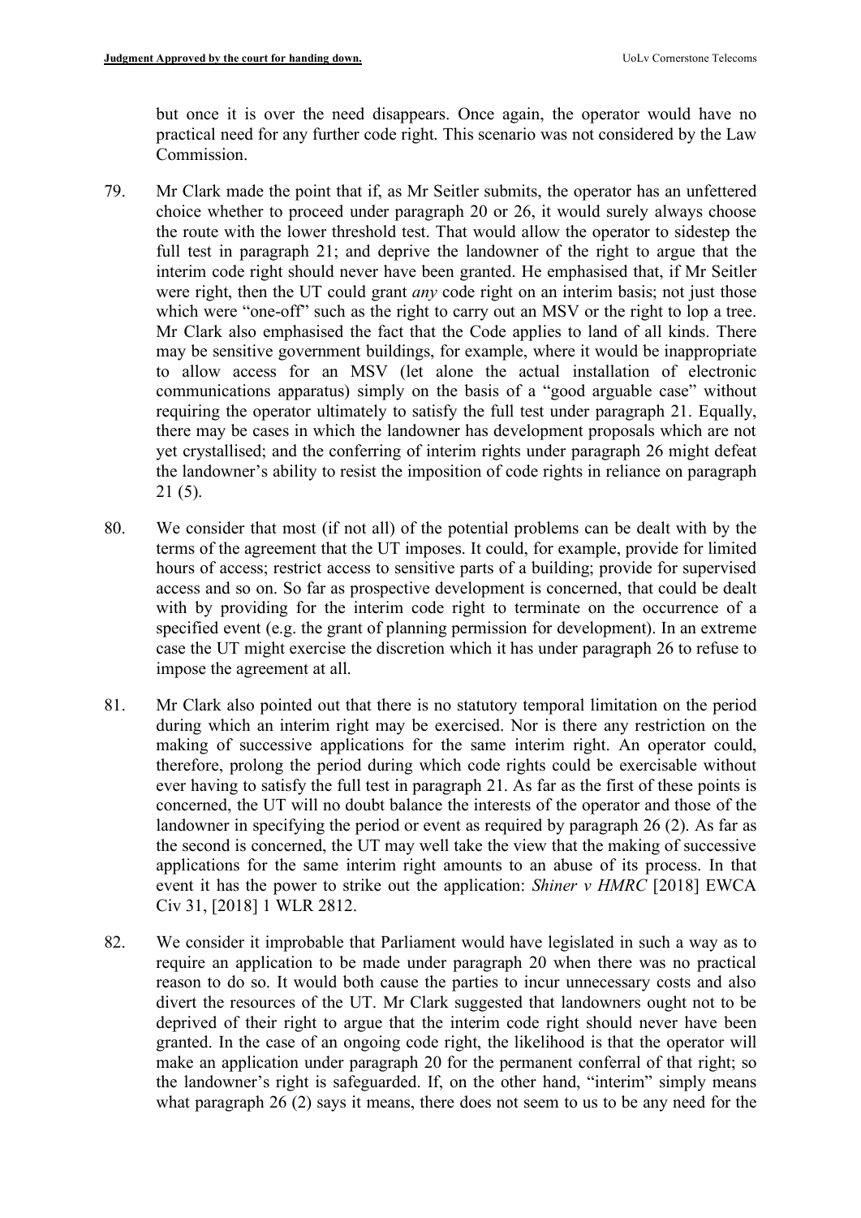but once it is over the need disappears. Once again, the operator would have no practical need for any further code right. This scenario was not considered by the Law Commission.

79. Mr Clark made the point that if, as Mr Seitler submits, the operator has an unfettered choice whether to proceed under paragraph 20 or 26, it would surely always choose the route with the lower threshold test. That would allow the operator to sidestep the full test in paragraph 21; and deprive the landowner of the right to argue that the interim code right should never have been granted. He emphasised that, if Mr Seitler were right, then the UT could grant *any* code right on an interim basis; not just those which were "one-off" such as the right to carry out an MSV or the right to lop a tree. Mr Clark also emphasised the fact that the Code applies to land of all kinds. There may be sensitive government buildings, for example, where it would be inappropriate to allow access for an MSV (let alone the actual installation of electronic communications apparatus) simply on the basis of a "good arguable case" without requiring the operator ultimately to satisfy the full test under paragraph 21. Equally, there may be cases in which the landowner has development proposals which are not yet crystallised; and the conferring of interim rights under paragraph 26 might defeat the landowner's ability to resist the imposition of code rights in reliance on paragraph 21 (5).

80. We consider that most (if not all) of the potential problems can be dealt with by the terms of the agreement that the UT imposes. It could, for example, provide for limited hours of access; restrict access to sensitive parts of a building; provide for supervised access and so on. So far as prospective development is concerned, that could be dealt with by providing for the interim code right to terminate on the occurrence of a specified event (e.g. the grant of planning permission for development). In an extreme case the UT might exercise the discretion which it has under paragraph 26 to refuse to impose the agreement at all.

81. Mr Clark also pointed out that there is no statutory temporal limitation on the period during which an interim right may be exercised. Nor is there any restriction on the making of successive applications for the same interim right. An operator could, therefore, prolong the period during which code rights could be exercisable without ever having to satisfy the full test in paragraph 21. As far as the first of these points is concerned, the UT will no doubt balance the interests of the operator and those of the landowner in specifying the period or event as required by paragraph 26 (2). As far as the second is concerned, the UT may well take the view that the making of successive applications for the same interim right amounts to an abuse of its process. In that event it has the power to strike out the application: *Shiner v HMRC* [2018] EWCA Civ 31, [2018] 1 WLR 2812.

82. We consider it improbable that Parliament would have legislated in such a way as to require an application to be made under paragraph 20 when there was no practical reason to do so. It would both cause the parties to incur unnecessary costs and also divert the resources of the UT. Mr Clark suggested that landowners ought not to be deprived of their right to argue that the interim code right should never have been granted. In the case of an ongoing code right, the likelihood is that the operator will make an application under paragraph 20 for the permanent conferral of that right; so the landowner's right is safeguarded. If, on the other hand, "interim" simply means what paragraph 26 (2) says it means, there does not seem to us to be any need for the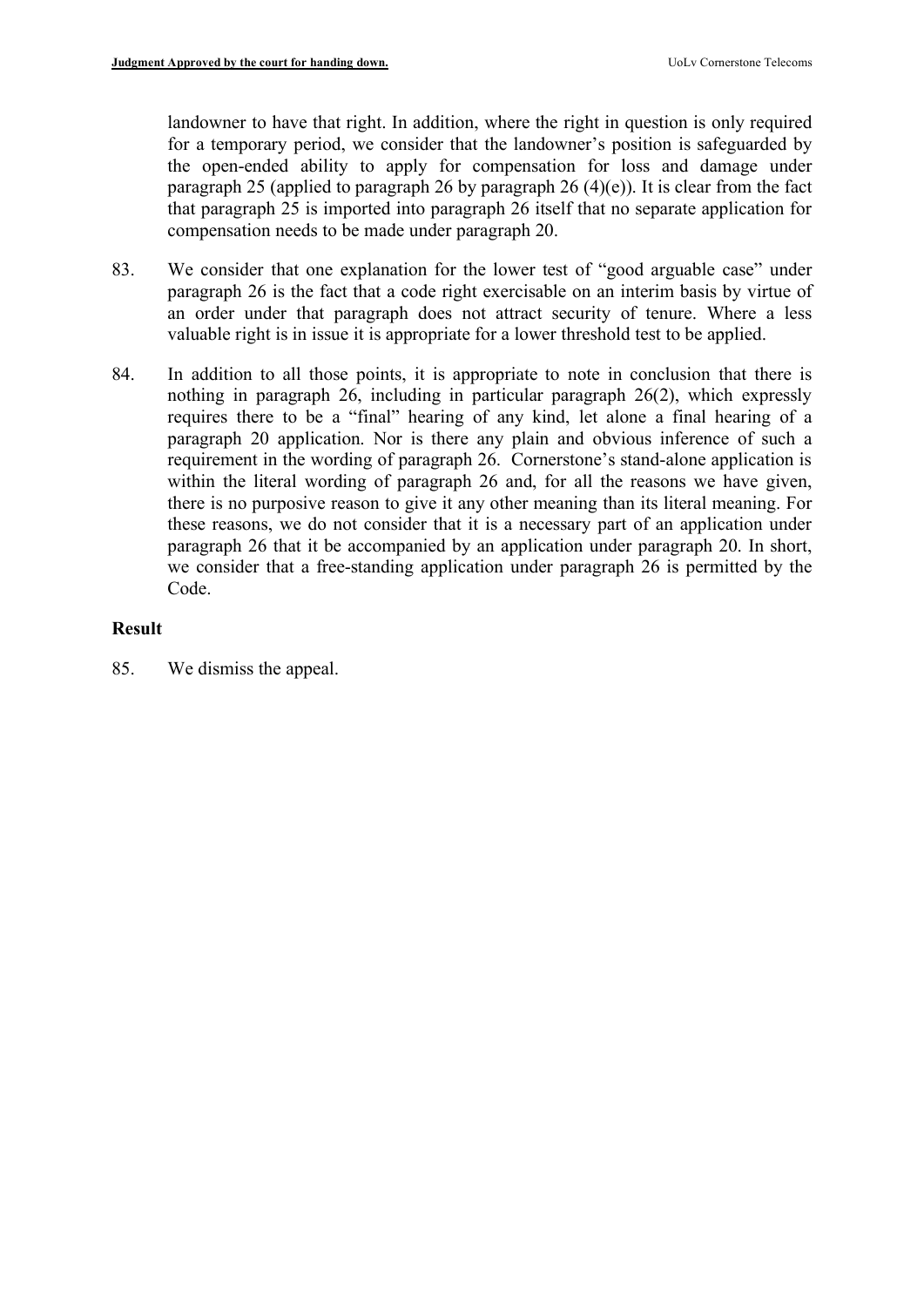landowner to have that right. In addition, where the right in question is only required for a temporary period, we consider that the landowner's position is safeguarded by the open-ended ability to apply for compensation for loss and damage under paragraph 25 (applied to paragraph 26 by paragraph 26 (4)(e)). It is clear from the fact that paragraph 25 is imported into paragraph 26 itself that no separate application for compensation needs to be made under paragraph 20.

83. We consider that one explanation for the lower test of "good arguable case" under paragraph 26 is the fact that a code right exercisable on an interim basis by virtue of an order under that paragraph does not attract security of tenure. Where a less valuable right is in issue it is appropriate for a lower threshold test to be applied.

84. In addition to all those points, it is appropriate to note in conclusion that there is nothing in paragraph 26, including in particular paragraph 26(2), which expressly requires there to be a "final" hearing of any kind, let alone a final hearing of a paragraph 20 application. Nor is there any plain and obvious inference of such a requirement in the wording of paragraph 26. Cornerstone's stand-alone application is within the literal wording of paragraph 26 and, for all the reasons we have given, there is no purposive reason to give it any other meaning than its literal meaning. For these reasons, we do not consider that it is a necessary part of an application under paragraph 26 that it be accompanied by an application under paragraph 20. In short, we consider that a free-standing application under paragraph 26 is permitted by the Code.

**Result**

85. We dismiss the appeal.